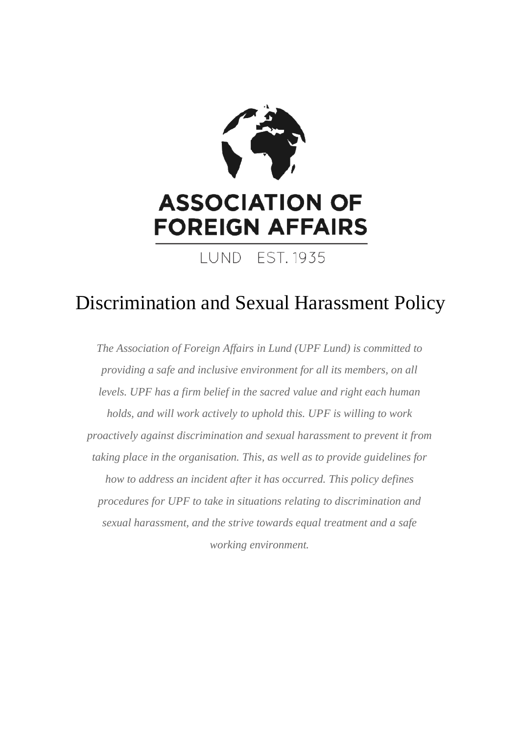ASSOCIATION OF FOREIGN AFFAIRS

LUND EST. 1935

# Discrimination and Sexual Harassment Policy

*The Association of Foreign Affairs in Lund (UPF Lund) is committed to providing a safe and inclusive environment for all its members, on all levels. UPF has a firm belief in the sacred value and right each human holds, and will work actively to uphold this. UPF is willing to work proactively against discrimination and sexual harassment to prevent it from taking place in the organisation. This, as well as to provide guidelines for how to address an incident after it has occurred. This policy defines procedures for UPF to take in situations relating to discrimination and sexual harassment, and the strive towards equal treatment and a safe working environment.*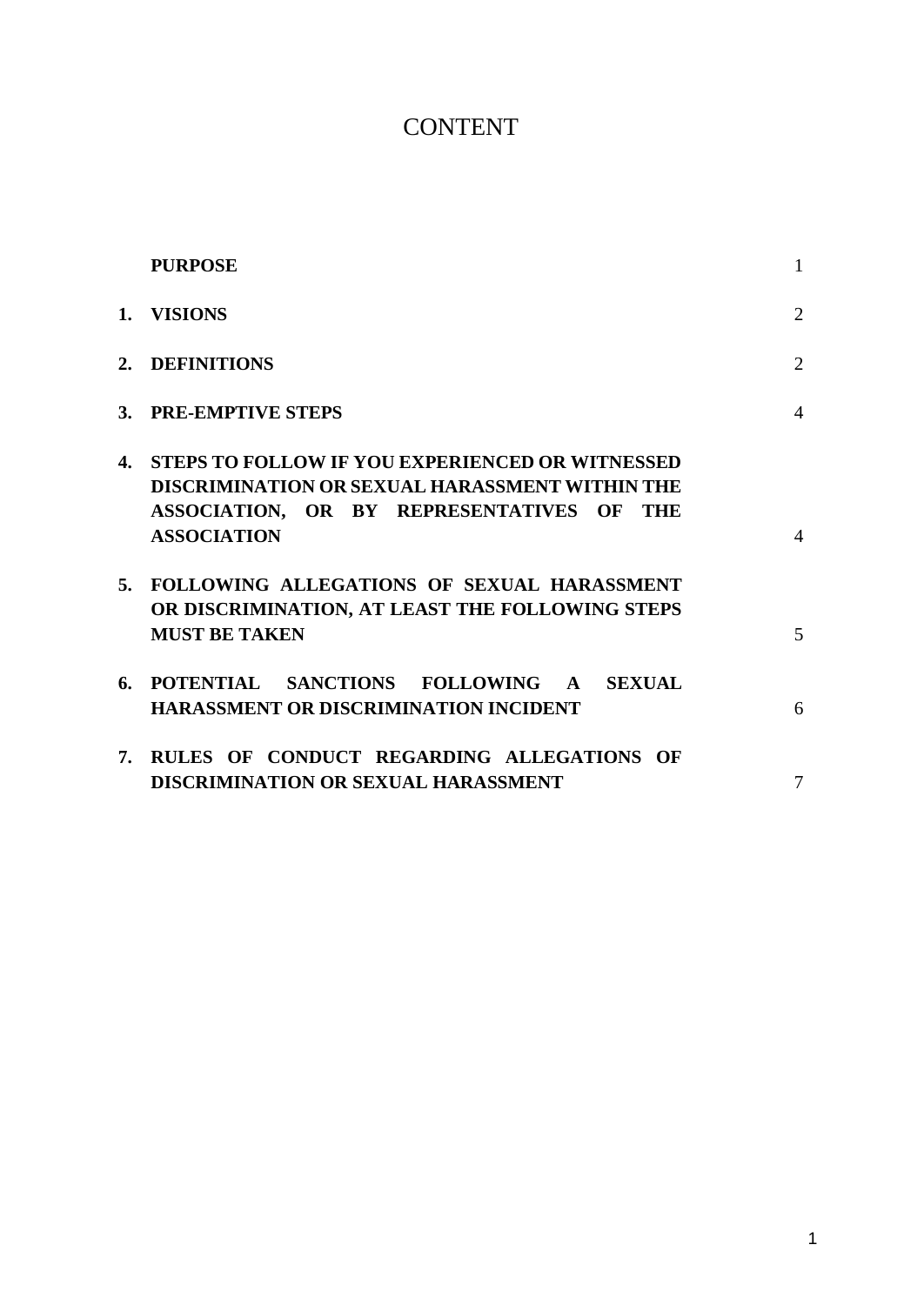# CONTENT

| | | |
|---|---|---|
| | **PURPOSE** | 1 |
| **1.** | **VISIONS** | 2 |
| **2.** | **DEFINITIONS** | 2 |
| **3.** | **PRE-EMPTIVE STEPS** | 4 |
| **4.** | **STEPS TO FOLLOW IF YOU EXPERIENCED OR WITNESSED DISCRIMINATION OR SEXUAL HARASSMENT WITHIN THE ASSOCIATION, OR BY REPRESENTATIVES OF THE ASSOCIATION** | 4 |
| **5.** | **FOLLOWING ALLEGATIONS OF SEXUAL HARASSMENT OR DISCRIMINATION, AT LEAST THE FOLLOWING STEPS MUST BE TAKEN** | 5 |
| **6.** | **POTENTIAL SANCTIONS FOLLOWING A SEXUAL HARASSMENT OR DISCRIMINATION INCIDENT** | 6 |
| **7.** | **RULES OF CONDUCT REGARDING ALLEGATIONS OF DISCRIMINATION OR SEXUAL HARASSMENT** | 7 |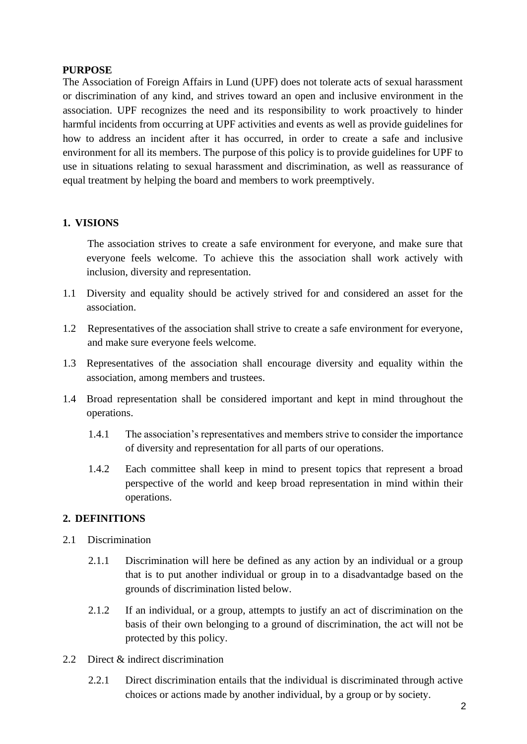**PURPOSE**

The Association of Foreign Affairs in Lund (UPF) does not tolerate acts of sexual harassment or discrimination of any kind, and strives toward an open and inclusive environment in the association. UPF recognizes the need and its responsibility to work proactively to hinder harmful incidents from occurring at UPF activities and events as well as provide guidelines for how to address an incident after it has occurred, in order to create a safe and inclusive environment for all its members. The purpose of this policy is to provide guidelines for UPF to use in situations relating to sexual harassment and discrimination, as well as reassurance of equal treatment by helping the board and members to work preemptively.

## 1. VISIONS

The association strives to create a safe environment for everyone, and make sure that everyone feels welcome. To achieve this the association shall work actively with inclusion, diversity and representation.

1.1 Diversity and equality should be actively strived for and considered an asset for the association.

1.2 Representatives of the association shall strive to create a safe environment for everyone, and make sure everyone feels welcome.

1.3 Representatives of the association shall encourage diversity and equality within the association, among members and trustees.

1.4 Broad representation shall be considered important and kept in mind throughout the operations.

1.4.1 The association's representatives and members strive to consider the importance of diversity and representation for all parts of our operations.

1.4.2 Each committee shall keep in mind to present topics that represent a broad perspective of the world and keep broad representation in mind within their operations.

## 2. DEFINITIONS

2.1 Discrimination

2.1.1 Discrimination will here be defined as any action by an individual or a group that is to put another individual or group in to a disadvantadge based on the grounds of discrimination listed below.

2.1.2 If an individual, or a group, attempts to justify an act of discrimination on the basis of their own belonging to a ground of discrimination, the act will not be protected by this policy.

2.2 Direct & indirect discrimination

2.2.1 Direct discrimination entails that the individual is discriminated through active choices or actions made by another individual, by a group or by society.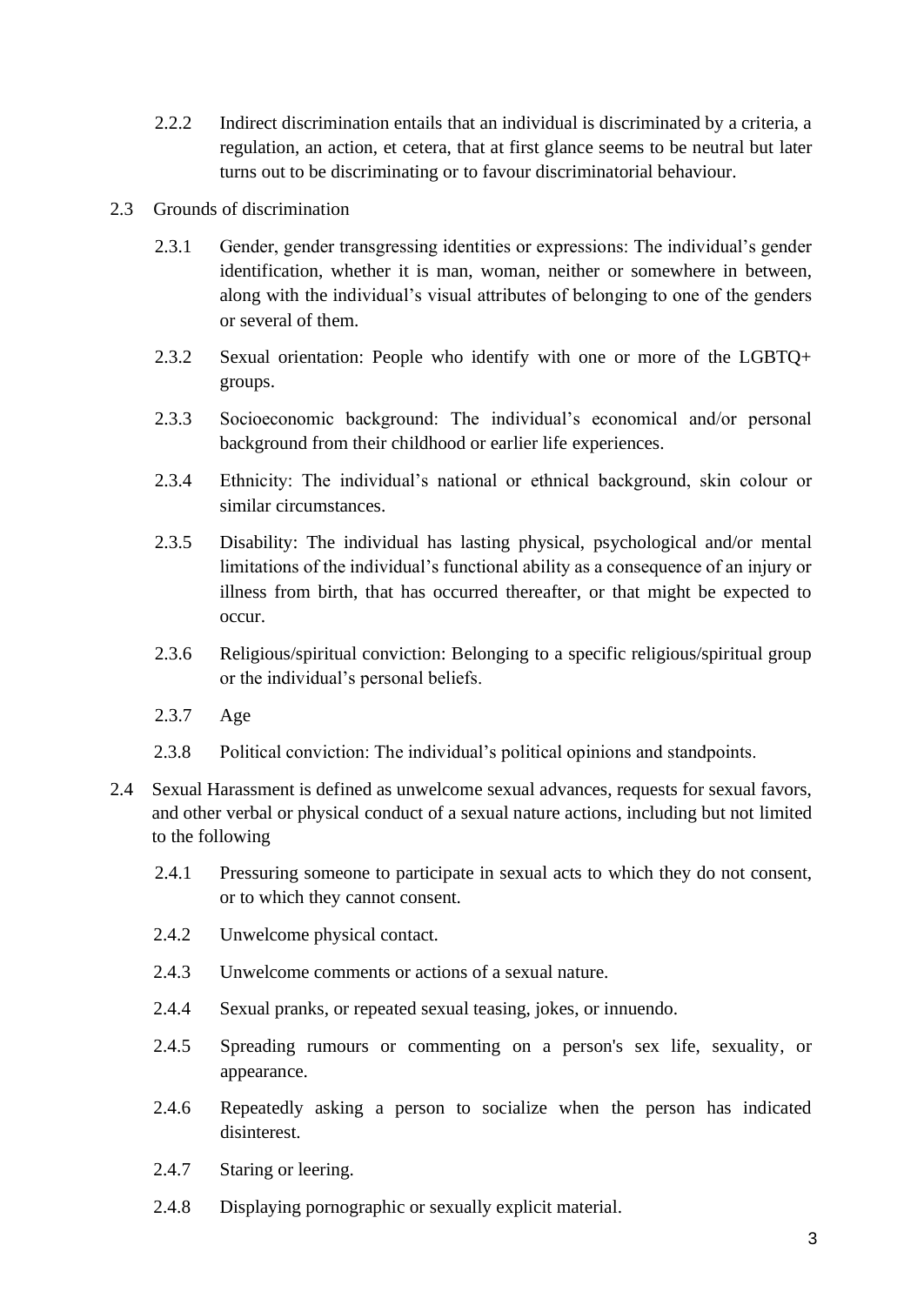2.2.2 Indirect discrimination entails that an individual is discriminated by a criteria, a regulation, an action, et cetera, that at first glance seems to be neutral but later turns out to be discriminating or to favour discriminatorial behaviour.

2.3 Grounds of discrimination

2.3.1 Gender, gender transgressing identities or expressions: The individual's gender identification, whether it is man, woman, neither or somewhere in between, along with the individual's visual attributes of belonging to one of the genders or several of them.

2.3.2 Sexual orientation: People who identify with one or more of the LGBTQ+ groups.

2.3.3 Socioeconomic background: The individual's economical and/or personal background from their childhood or earlier life experiences.

2.3.4 Ethnicity: The individual's national or ethnical background, skin colour or similar circumstances.

2.3.5 Disability: The individual has lasting physical, psychological and/or mental limitations of the individual's functional ability as a consequence of an injury or illness from birth, that has occurred thereafter, or that might be expected to occur.

2.3.6 Religious/spiritual conviction: Belonging to a specific religious/spiritual group or the individual's personal beliefs.

2.3.7 Age

2.3.8 Political conviction: The individual's political opinions and standpoints.

2.4 Sexual Harassment is defined as unwelcome sexual advances, requests for sexual favors, and other verbal or physical conduct of a sexual nature actions, including but not limited to the following

2.4.1 Pressuring someone to participate in sexual acts to which they do not consent, or to which they cannot consent.

2.4.2 Unwelcome physical contact.

2.4.3 Unwelcome comments or actions of a sexual nature.

2.4.4 Sexual pranks, or repeated sexual teasing, jokes, or innuendo.

2.4.5 Spreading rumours or commenting on a person's sex life, sexuality, or appearance.

2.4.6 Repeatedly asking a person to socialize when the person has indicated disinterest.

2.4.7 Staring or leering.

2.4.8 Displaying pornographic or sexually explicit material.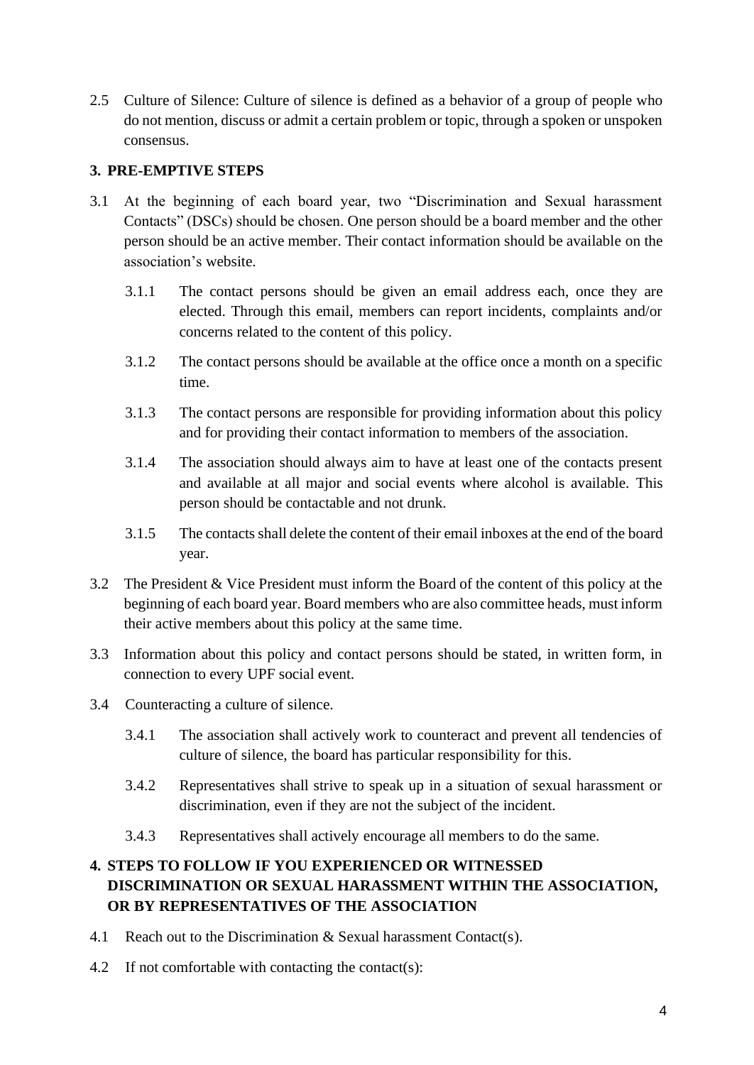2.5 Culture of Silence: Culture of silence is defined as a behavior of a group of people who do not mention, discuss or admit a certain problem or topic, through a spoken or unspoken consensus.

## 3. PRE-EMPTIVE STEPS

3.1 At the beginning of each board year, two "Discrimination and Sexual harassment Contacts" (DSCs) should be chosen. One person should be a board member and the other person should be an active member. Their contact information should be available on the association's website.

- 3.1.1 The contact persons should be given an email address each, once they are elected. Through this email, members can report incidents, complaints and/or concerns related to the content of this policy.
- 3.1.2 The contact persons should be available at the office once a month on a specific time.
- 3.1.3 The contact persons are responsible for providing information about this policy and for providing their contact information to members of the association.
- 3.1.4 The association should always aim to have at least one of the contacts present and available at all major and social events where alcohol is available. This person should be contactable and not drunk.
- 3.1.5 The contacts shall delete the content of their email inboxes at the end of the board year.

3.2 The President & Vice President must inform the Board of the content of this policy at the beginning of each board year. Board members who are also committee heads, must inform their active members about this policy at the same time.

3.3 Information about this policy and contact persons should be stated, in written form, in connection to every UPF social event.

3.4 Counteracting a culture of silence.

- 3.4.1 The association shall actively work to counteract and prevent all tendencies of culture of silence, the board has particular responsibility for this.
- 3.4.2 Representatives shall strive to speak up in a situation of sexual harassment or discrimination, even if they are not the subject of the incident.
- 3.4.3 Representatives shall actively encourage all members to do the same.

## 4. STEPS TO FOLLOW IF YOU EXPERIENCED OR WITNESSED DISCRIMINATION OR SEXUAL HARASSMENT WITHIN THE ASSOCIATION, OR BY REPRESENTATIVES OF THE ASSOCIATION

4.1 Reach out to the Discrimination & Sexual harassment Contact(s).

4.2 If not comfortable with contacting the contact(s):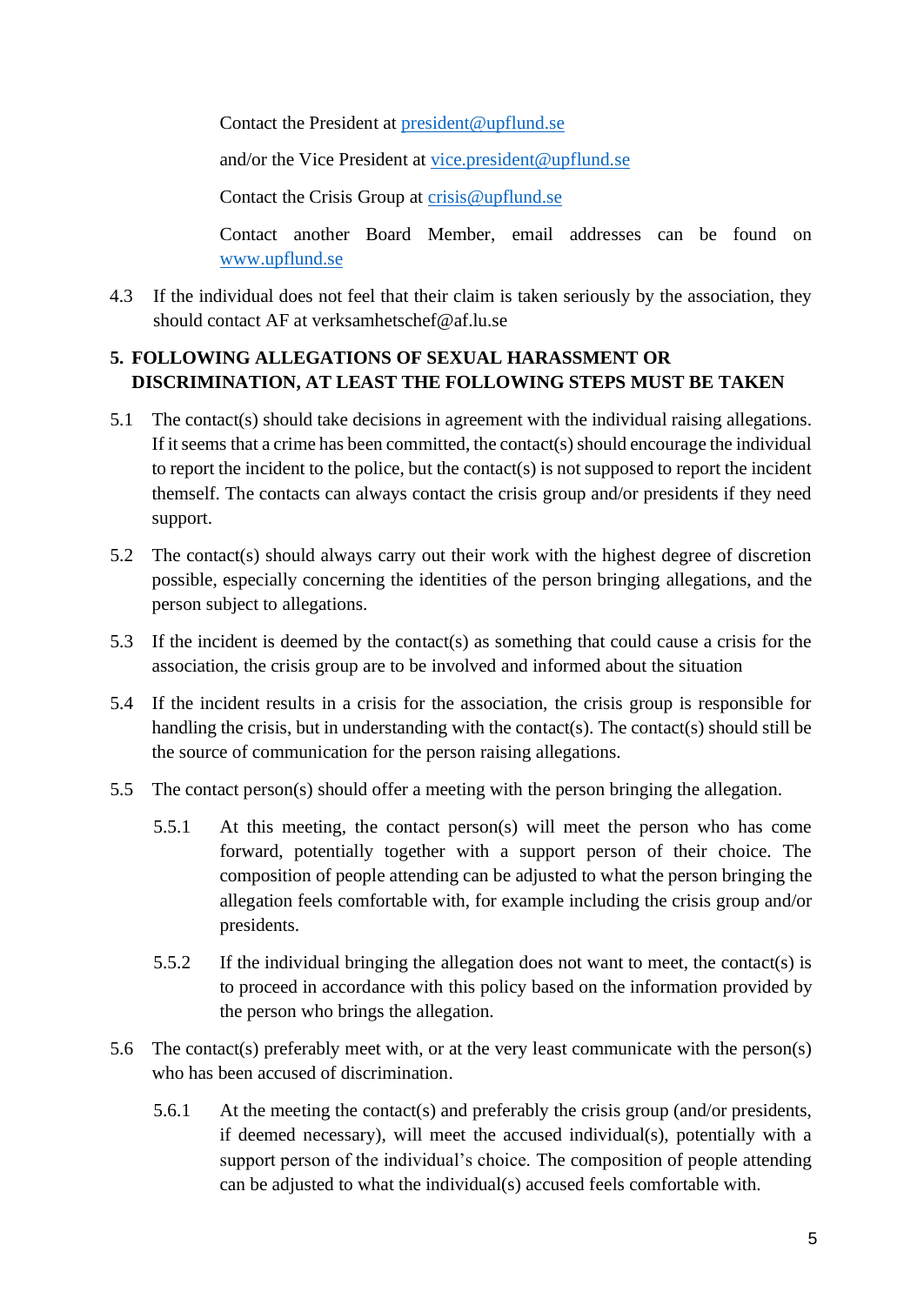Contact the President at [president@upflund.se](mailto:president@upflund.se)

and/or the Vice President at [vice.president@upflund.se](mailto:vice.president@upflund.se)

Contact the Crisis Group at [crisis@upflund.se](mailto:crisis@upflund.se)

Contact another Board Member, email addresses can be found on [www.upflund.se](http://www.upflund.se)

4.3 If the individual does not feel that their claim is taken seriously by the association, they should contact AF at verksamhetschef@af.lu.se

## 5. FOLLOWING ALLEGATIONS OF SEXUAL HARASSMENT OR DISCRIMINATION, AT LEAST THE FOLLOWING STEPS MUST BE TAKEN

5.1 The contact(s) should take decisions in agreement with the individual raising allegations. If it seems that a crime has been committed, the contact(s) should encourage the individual to report the incident to the police, but the contact(s) is not supposed to report the incident themself. The contacts can always contact the crisis group and/or presidents if they need support.

5.2 The contact(s) should always carry out their work with the highest degree of discretion possible, especially concerning the identities of the person bringing allegations, and the person subject to allegations.

5.3 If the incident is deemed by the contact(s) as something that could cause a crisis for the association, the crisis group are to be involved and informed about the situation

5.4 If the incident results in a crisis for the association, the crisis group is responsible for handling the crisis, but in understanding with the contact(s). The contact(s) should still be the source of communication for the person raising allegations.

5.5 The contact person(s) should offer a meeting with the person bringing the allegation.

5.5.1 At this meeting, the contact person(s) will meet the person who has come forward, potentially together with a support person of their choice. The composition of people attending can be adjusted to what the person bringing the allegation feels comfortable with, for example including the crisis group and/or presidents.

5.5.2 If the individual bringing the allegation does not want to meet, the contact(s) is to proceed in accordance with this policy based on the information provided by the person who brings the allegation.

5.6 The contact(s) preferably meet with, or at the very least communicate with the person(s) who has been accused of discrimination.

5.6.1 At the meeting the contact(s) and preferably the crisis group (and/or presidents, if deemed necessary), will meet the accused individual(s), potentially with a support person of the individual's choice. The composition of people attending can be adjusted to what the individual(s) accused feels comfortable with.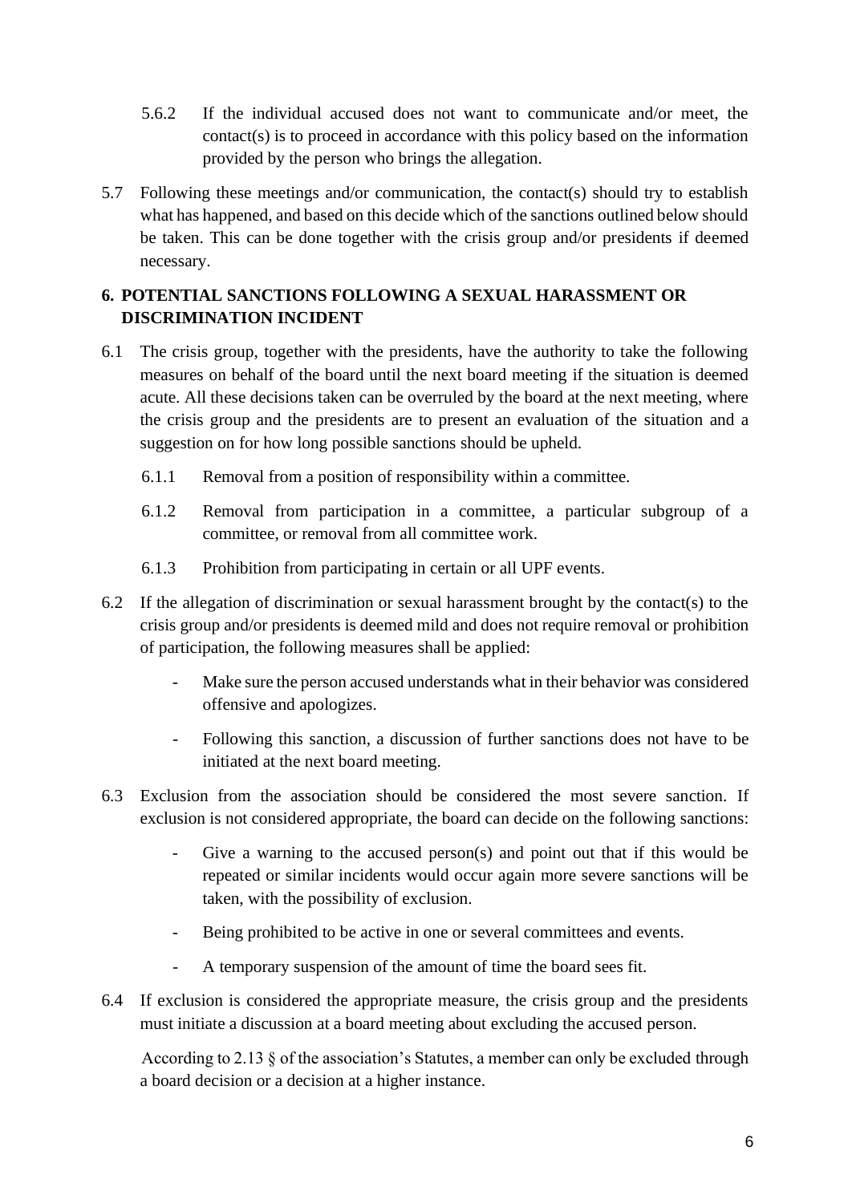5.6.2 If the individual accused does not want to communicate and/or meet, the contact(s) is to proceed in accordance with this policy based on the information provided by the person who brings the allegation.

5.7 Following these meetings and/or communication, the contact(s) should try to establish what has happened, and based on this decide which of the sanctions outlined below should be taken. This can be done together with the crisis group and/or presidents if deemed necessary.

## 6. POTENTIAL SANCTIONS FOLLOWING A SEXUAL HARASSMENT OR DISCRIMINATION INCIDENT

6.1 The crisis group, together with the presidents, have the authority to take the following measures on behalf of the board until the next board meeting if the situation is deemed acute. All these decisions taken can be overruled by the board at the next meeting, where the crisis group and the presidents are to present an evaluation of the situation and a suggestion on for how long possible sanctions should be upheld.

6.1.1 Removal from a position of responsibility within a committee.

6.1.2 Removal from participation in a committee, a particular subgroup of a committee, or removal from all committee work.

6.1.3 Prohibition from participating in certain or all UPF events.

6.2 If the allegation of discrimination or sexual harassment brought by the contact(s) to the crisis group and/or presidents is deemed mild and does not require removal or prohibition of participation, the following measures shall be applied:

- Make sure the person accused understands what in their behavior was considered offensive and apologizes.
- Following this sanction, a discussion of further sanctions does not have to be initiated at the next board meeting.

6.3 Exclusion from the association should be considered the most severe sanction. If exclusion is not considered appropriate, the board can decide on the following sanctions:

- Give a warning to the accused person(s) and point out that if this would be repeated or similar incidents would occur again more severe sanctions will be taken, with the possibility of exclusion.
- Being prohibited to be active in one or several committees and events.
- A temporary suspension of the amount of time the board sees fit.

6.4 If exclusion is considered the appropriate measure, the crisis group and the presidents must initiate a discussion at a board meeting about excluding the accused person.

According to 2.13 § of the association's Statutes, a member can only be excluded through a board decision or a decision at a higher instance.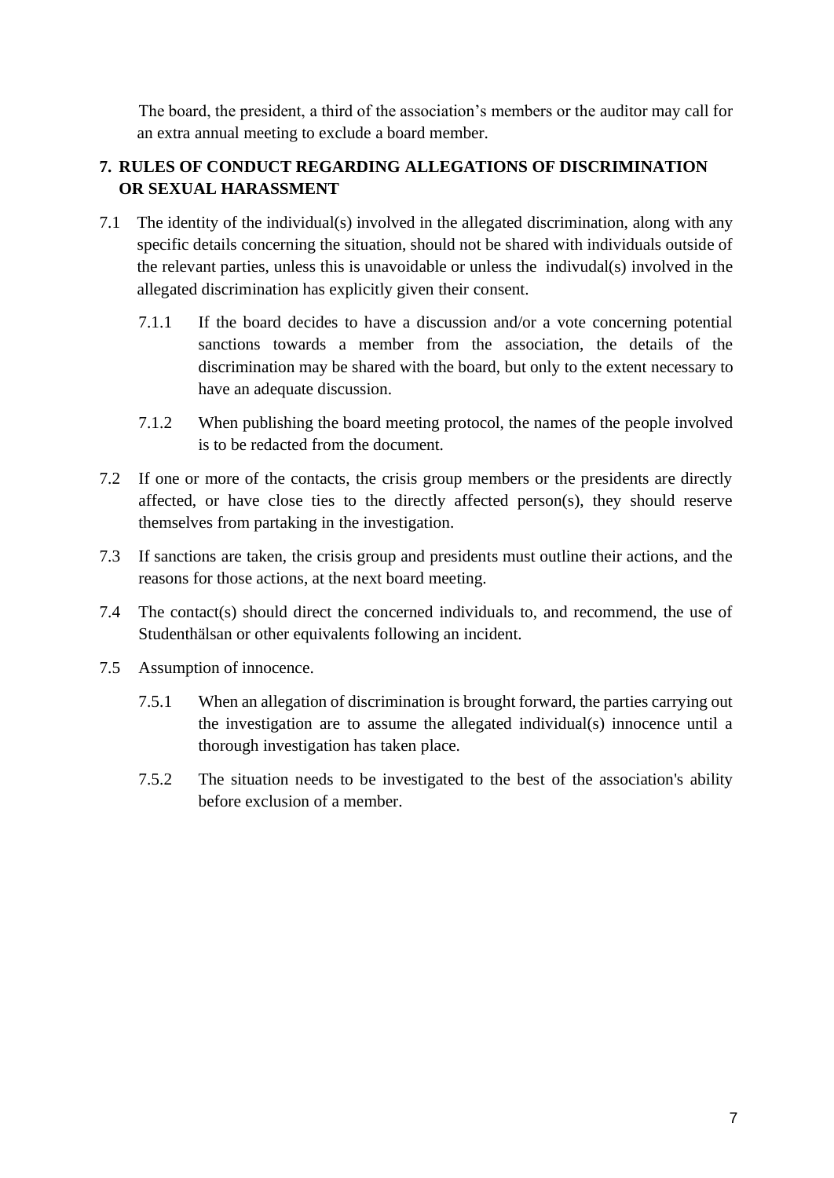The board, the president, a third of the association's members or the auditor may call for an extra annual meeting to exclude a board member.

## 7. RULES OF CONDUCT REGARDING ALLEGATIONS OF DISCRIMINATION OR SEXUAL HARASSMENT

7.1 The identity of the individual(s) involved in the allegated discrimination, along with any specific details concerning the situation, should not be shared with individuals outside of the relevant parties, unless this is unavoidable or unless the indivudal(s) involved in the allegated discrimination has explicitly given their consent.

7.1.1 If the board decides to have a discussion and/or a vote concerning potential sanctions towards a member from the association, the details of the discrimination may be shared with the board, but only to the extent necessary to have an adequate discussion.

7.1.2 When publishing the board meeting protocol, the names of the people involved is to be redacted from the document.

7.2 If one or more of the contacts, the crisis group members or the presidents are directly affected, or have close ties to the directly affected person(s), they should reserve themselves from partaking in the investigation.

7.3 If sanctions are taken, the crisis group and presidents must outline their actions, and the reasons for those actions, at the next board meeting.

7.4 The contact(s) should direct the concerned individuals to, and recommend, the use of Studenthälsan or other equivalents following an incident.

7.5 Assumption of innocence.

7.5.1 When an allegation of discrimination is brought forward, the parties carrying out the investigation are to assume the allegated individual(s) innocence until a thorough investigation has taken place.

7.5.2 The situation needs to be investigated to the best of the association's ability before exclusion of a member.